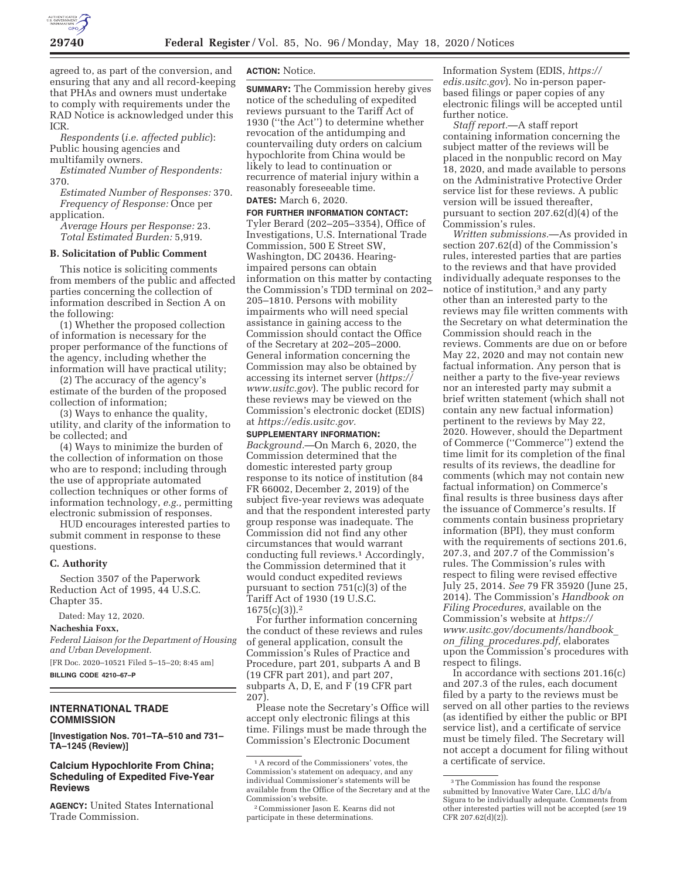agreed to, as part of the conversion, and ensuring that any and all record-keeping that PHAs and owners must undertake to comply with requirements under the RAD Notice is acknowledged under this ICR.

*Respondents* (*i.e. affected public*): Public housing agencies and multifamily owners.

*Estimated Number of Respondents:* 370.

*Estimated Number of Responses:* 370.

*Frequency of Response:* Once per application.

*Average Hours per Response:* 23.

*Total Estimated Burden:* 5,919.

### B. Solicitation of Public Comment

This notice is soliciting comments from members of the public and affected parties concerning the collection of information described in Section A on the following:

(1) Whether the proposed collection of information is necessary for the proper performance of the functions of the agency, including whether the information will have practical utility;

(2) The accuracy of the agency's estimate of the burden of the proposed collection of information;

(3) Ways to enhance the quality, utility, and clarity of the information to be collected; and

(4) Ways to minimize the burden of the collection of information on those who are to respond; including through the use of appropriate automated collection techniques or other forms of information technology, *e.g.,* permitting electronic submission of responses.

HUD encourages interested parties to submit comment in response to these questions.

### C. Authority

Section 3507 of the Paperwork Reduction Act of 1995, 44 U.S.C. Chapter 35.

Dated: May 12, 2020.

**Nacheshia Foxx,**

*Federal Liaison for the Department of Housing and Urban Development.*

[FR Doc. 2020–10521 Filed 5–15–20; 8:45 am]

**BILLING CODE 4210–67–P**

## INTERNATIONAL TRADE COMMISSION

**[Investigation Nos. 701–TA–510 and 731–TA–1245 (Review)]**

## Calcium Hypochlorite From China; Scheduling of Expedited Five-Year Reviews

**AGENCY:** United States International Trade Commission.

**ACTION:** Notice.

**SUMMARY:** The Commission hereby gives notice of the scheduling of expedited reviews pursuant to the Tariff Act of 1930 (''the Act'') to determine whether revocation of the antidumping and countervailing duty orders on calcium hypochlorite from China would be likely to lead to continuation or recurrence of material injury within a reasonably foreseeable time.

**DATES:** March 6, 2020.

**FOR FURTHER INFORMATION CONTACT:** Tyler Berard (202–205–3354), Office of Investigations, U.S. International Trade Commission, 500 E Street SW, Washington, DC 20436. Hearing-impaired persons can obtain information on this matter by contacting the Commission's TDD terminal on 202–205–1810. Persons with mobility impairments who will need special assistance in gaining access to the Commission should contact the Office of the Secretary at 202–205–2000. General information concerning the Commission may also be obtained by accessing its internet server (*https://www.usitc.gov*). The public record for these reviews may be viewed on the Commission's electronic docket (EDIS) at *https://edis.usitc.gov.*

**SUPPLEMENTARY INFORMATION:**

*Background.*—On March 6, 2020, the Commission determined that the domestic interested party group response to its notice of institution (84 FR 66002, December 2, 2019) of the subject five-year reviews was adequate and that the respondent interested party group response was inadequate. The Commission did not find any other circumstances that would warrant conducting full reviews.[1] Accordingly, the Commission determined that it would conduct expedited reviews pursuant to section 751(c)(3) of the Tariff Act of 1930 (19 U.S.C. 1675(c)(3)).[2]

For further information concerning the conduct of these reviews and rules of general application, consult the Commission's Rules of Practice and Procedure, part 201, subparts A and B (19 CFR part 201), and part 207, subparts A, D, E, and F (19 CFR part 207).

Please note the Secretary's Office will accept only electronic filings at this time. Filings must be made through the Commission's Electronic Document Information System (EDIS, *https://edis.usitc.gov*). No in-person paper-based filings or paper copies of any electronic filings will be accepted until further notice.

*Staff report.*—A staff report containing information concerning the subject matter of the reviews will be placed in the nonpublic record on May 18, 2020, and made available to persons on the Administrative Protective Order service list for these reviews. A public version will be issued thereafter, pursuant to section 207.62(d)(4) of the Commission's rules.

*Written submissions.*—As provided in section 207.62(d) of the Commission's rules, interested parties that are parties to the reviews and that have provided individually adequate responses to the notice of institution,[3] and any party other than an interested party to the reviews may file written comments with the Secretary on what determination the Commission should reach in the reviews. Comments are due on or before May 22, 2020 and may not contain new factual information. Any person that is neither a party to the five-year reviews nor an interested party may submit a brief written statement (which shall not contain any new factual information) pertinent to the reviews by May 22, 2020. However, should the Department of Commerce (''Commerce'') extend the time limit for its completion of the final results of its reviews, the deadline for comments (which may not contain new factual information) on Commerce's final results is three business days after the issuance of Commerce's results. If comments contain business proprietary information (BPI), they must conform with the requirements of sections 201.6, 207.3, and 207.7 of the Commission's rules. The Commission's rules with respect to filing were revised effective July 25, 2014. *See* 79 FR 35920 (June 25, 2014). The Commission's *Handbook on Filing Procedures,* available on the Commission's website at *https://www.usitc.gov/documents/handbook_on_filing_procedures.pdf,* elaborates upon the Commission's procedures with respect to filings.

In accordance with sections 201.16(c) and 207.3 of the rules, each document filed by a party to the reviews must be served on all other parties to the reviews (as identified by either the public or BPI service list), and a certificate of service must be timely filed. The Secretary will not accept a document for filing without a certificate of service.

---

[1] A record of the Commissioners' votes, the Commission's statement on adequacy, and any individual Commissioner's statements will be available from the Office of the Secretary and at the Commission's website.

[2] Commissioner Jason E. Kearns did not participate in these determinations.

[3] The Commission has found the response submitted by Innovative Water Care, LLC d/b/a Sigura to be individually adequate. Comments from other interested parties will not be accepted (*see* 19 CFR 207.62(d)(2)).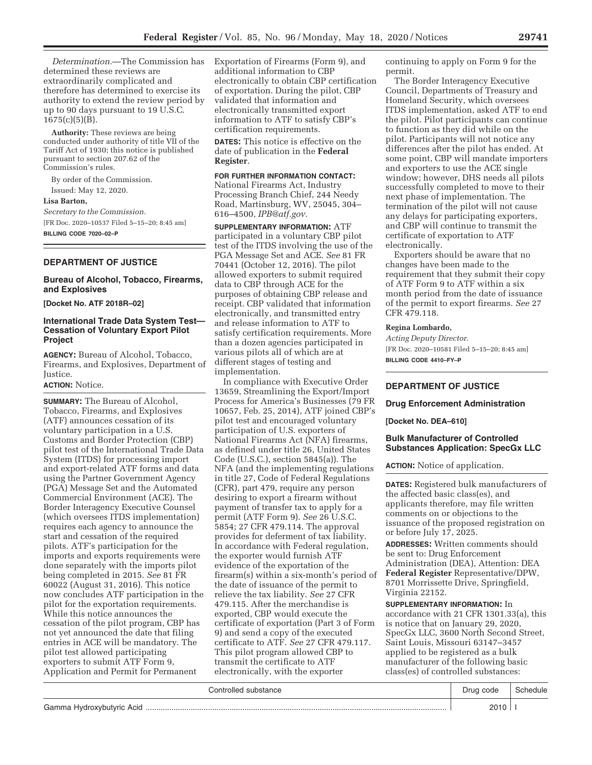*Determination*.—The Commission has determined these reviews are extraordinarily complicated and therefore has determined to exercise its authority to extend the review period by up to 90 days pursuant to 19 U.S.C. 1675(c)(5)(B).

**Authority:** These reviews are being conducted under authority of title VII of the Tariff Act of 1930; this notice is published pursuant to section 207.62 of the Commission's rules.

By order of the Commission.

Issued: May 12, 2020.

**Lisa Barton,**

*Secretary to the Commission.*

[FR Doc. 2020–10537 Filed 5–15–20; 8:45 am]

**BILLING CODE 7020–02–P**

## DEPARTMENT OF JUSTICE

### Bureau of Alcohol, Tobacco, Firearms, and Explosives

**[Docket No. ATF 2018R–02]**

### International Trade Data System Test—Cessation of Voluntary Export Pilot Project

**AGENCY:** Bureau of Alcohol, Tobacco, Firearms, and Explosives, Department of Justice.

**ACTION:** Notice.

**SUMMARY:** The Bureau of Alcohol, Tobacco, Firearms, and Explosives (ATF) announces cessation of its voluntary participation in a U.S. Customs and Border Protection (CBP) pilot test of the International Trade Data System (ITDS) for processing import and export-related ATF forms and data using the Partner Government Agency (PGA) Message Set and the Automated Commercial Environment (ACE). The Border Interagency Executive Counsel (which oversees ITDS implementation) requires each agency to announce the start and cessation of the required pilots. ATF's participation for the imports and exports requirements were done separately with the imports pilot being completed in 2015. *See* 81 FR 60022 (August 31, 2016). This notice now concludes ATF participation in the pilot for the exportation requirements. While this notice announces the cessation of the pilot program, CBP has not yet announced the date that filing entries in ACE will be mandatory. The pilot test allowed participating exporters to submit ATF Form 9, Application and Permit for Permanent Exportation of Firearms (Form 9), and additional information to CBP electronically to obtain CBP certification of exportation. During the pilot, CBP validated that information and electronically transmitted export information to ATF to satisfy CBP's certification requirements.

**DATES:** This notice is effective on the date of publication in the **Federal Register**.

**FOR FURTHER INFORMATION CONTACT:** National Firearms Act, Industry Processing Branch Chief, 244 Needy Road, Martinsburg, WV, 25045, 304–616–4500, *IPB@atf.gov.*

**SUPPLEMENTARY INFORMATION:** ATF participated in a voluntary CBP pilot test of the ITDS involving the use of the PGA Message Set and ACE. *See* 81 FR 70441 (October 12, 2016). The pilot allowed exporters to submit required data to CBP through ACE for the purposes of obtaining CBP release and receipt. CBP validated that information electronically, and transmitted entry and release information to ATF to satisfy certification requirements. More than a dozen agencies participated in various pilots all of which are at different stages of testing and implementation.

In compliance with Executive Order 13659, Streamlining the Export/Import Process for America's Businesses (79 FR 10657, Feb. 25, 2014), ATF joined CBP's pilot test and encouraged voluntary participation of U.S. exporters of National Firearms Act (NFA) firearms, as defined under title 26, United States Code (U.S.C.), section 5845(a)). The NFA (and the implementing regulations in title 27, Code of Federal Regulations (CFR), part 479, require any person desiring to export a firearm without payment of transfer tax to apply for a permit (ATF Form 9). *See* 26 U.S.C. 5854; 27 CFR 479.114. The approval provides for deferment of tax liability. In accordance with Federal regulation, the exporter would furnish ATF evidence of the exportation of the firearm(s) within a six-month's period of the date of issuance of the permit to relieve the tax liability. *See* 27 CFR 479.115. After the merchandise is exported, CBP would execute the certificate of exportation (Part 3 of Form 9) and send a copy of the executed certificate to ATF. *See* 27 CFR 479.117. This pilot program allowed CBP to transmit the certificate to ATF electronically, with the exporter continuing to apply on Form 9 for the permit.

The Border Interagency Executive Council, Departments of Treasury and Homeland Security, which oversees ITDS implementation, asked ATF to end the pilot. Pilot participants can continue to function as they did while on the pilot. Participants will not notice any differences after the pilot has ended. At some point, CBP will mandate importers and exporters to use the ACE single window; however, DHS needs all pilots successfully completed to move to their next phase of implementation. The termination of the pilot will not cause any delays for participating exporters, and CBP will continue to transmit the certificate of exportation to ATF electronically.

Exporters should be aware that no changes have been made to the requirement that they submit their copy of ATF Form 9 to ATF within a six month period from the date of issuance of the permit to export firearms. *See* 27 CFR 479.118.

**Regina Lombardo,**

*Acting Deputy Director.*

[FR Doc. 2020–10581 Filed 5–15–20; 8:45 am]

**BILLING CODE 4410–FY–P**

## DEPARTMENT OF JUSTICE

### Drug Enforcement Administration

**[Docket No. DEA–610]**

### Bulk Manufacturer of Controlled Substances Application: SpecGx LLC

**ACTION:** Notice of application.

**DATES:** Registered bulk manufacturers of the affected basic class(es), and applicants therefore, may file written comments on or objections to the issuance of the proposed registration on or before July 17, 2025.

**ADDRESSES:** Written comments should be sent to: Drug Enforcement Administration (DEA), Attention: DEA **Federal Register** Representative/DPW, 8701 Morrissette Drive, Springfield, Virginia 22152.

**SUPPLEMENTARY INFORMATION:** In accordance with 21 CFR 1301.33(a), this is notice that on January 29, 2020, SpecGx LLC, 3600 North Second Street, Saint Louis, Missouri 63147–3457 applied to be registered as a bulk manufacturer of the following basic class(es) of controlled substances:

| Controlled substance | Drug code | Schedule |
|---|---|---|
| Gamma Hydroxybutyric Acid | 2010 | I |